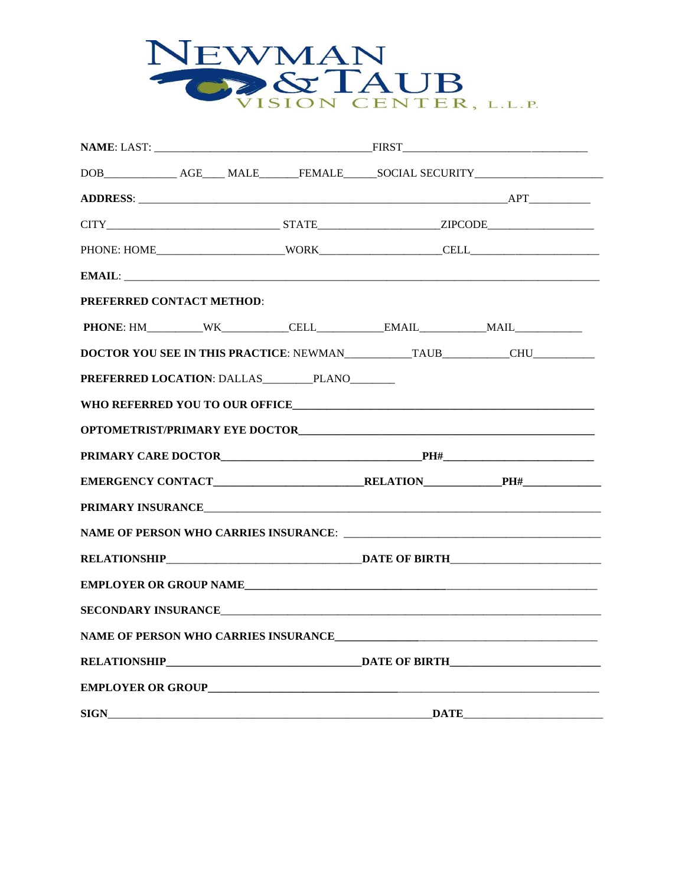# NEWMAN & TAUB VISION CENTER, L.L.P.

**NAME**: LAST: ______________________________________ FIRST ________________________________

DOB____________ AGE___ MALE______FEMALE_____SOCIAL SECURITY______________________

**ADDRESS**: ______________________________________________________________ APT__________

CITY______________________________ STATE____________________ZIPCODE__________________

PHONE: HOME_____________________WORK____________________CELL______________________

**EMAIL**: ______________________________________________________________________________

**PREFERRED CONTACT METHOD**:

**PHONE**: HM_________WK___________CELL___________EMAIL___________MAIL___________

**DOCTOR YOU SEE IN THIS PRACTICE**: NEWMAN___________TAUB___________CHU__________

**PREFERRED LOCATION**: DALLAS________PLANO_______

**WHO REFERRED YOU TO OUR OFFICE**______________________________________________________

**OPTOMETRIST/PRIMARY EYE DOCTOR**_____________________________________________________

**PRIMARY CARE DOCTOR**__________________________________PH#__________________________

**EMERGENCY CONTACT**_________________________RELATION_____________PH#_____________

**PRIMARY INSURANCE**___________________________________________________________________

**NAME OF PERSON WHO CARRIES INSURANCE**: ___________________________________________

**RELATIONSHIP**_________________________________DATE OF BIRTH_________________________

**EMPLOYER OR GROUP NAME**______________________________________________________________

**SECONDARY INSURANCE**_________________________________________________________________

**NAME OF PERSON WHO CARRIES INSURANCE**_____________________________________________

**RELATIONSHIP**_________________________________DATE OF BIRTH_________________________

**EMPLOYER OR GROUP**___________________________________________________________________

**SIGN**_______________________________________________________DATE________________________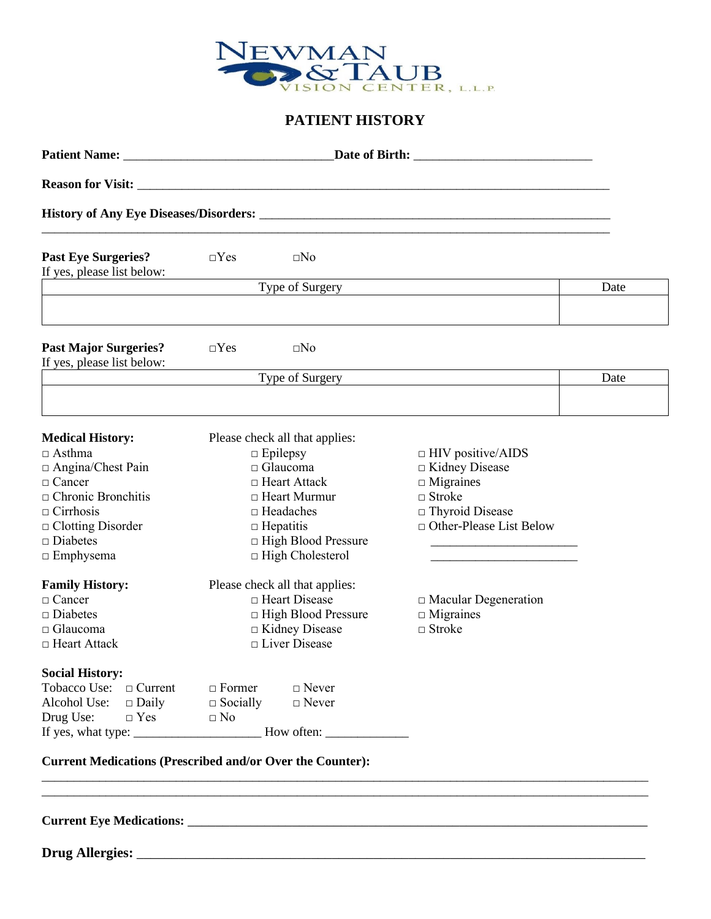NEWMAN & TAUB VISION CENTER, L.L.P.

# PATIENT HISTORY

**Patient Name:** ________________________________**Date of Birth:** ___________________________

**Reason for Visit:** ____________________________________________________________________________

**History of Any Eye Diseases/Disorders:** _______________________________________________________
_____________________________________________________________________________________________

**Past Eye Surgeries?** □Yes □No
If yes, please list below:

| Type of Surgery | Date |
|---|---|
| | |

**Past Major Surgeries?** □Yes □No
If yes, please list below:

| Type of Surgery | Date |
|---|---|
| | |

**Medical History:** Please check all that applies:

- □ Asthma
- □ Angina/Chest Pain
- □ Cancer
- □ Chronic Bronchitis
- □ Cirrhosis
- □ Clotting Disorder
- □ Diabetes
- □ Emphysema
- □ Epilepsy
- □ Glaucoma
- □ Heart Attack
- □ Heart Murmur
- □ Headaches
- □ Hepatitis
- □ High Blood Pressure
- □ High Cholesterol
- □ HIV positive/AIDS
- □ Kidney Disease
- □ Migraines
- □ Stroke
- □ Thyroid Disease
- □ Other-Please List Below
  ______________________
  ______________________

**Family History:** Please check all that applies:

- □ Cancer
- □ Diabetes
- □ Glaucoma
- □ Heart Attack
- □ Heart Disease
- □ High Blood Pressure
- □ Kidney Disease
- □ Liver Disease
- □ Macular Degeneration
- □ Migraines
- □ Stroke

**Social History:**

Tobacco Use: □ Current □ Former □ Never
Alcohol Use: □ Daily □ Socially □ Never
Drug Use: □ Yes □ No
If yes, what type: ____________________ How often: ____________

**Current Medications (Prescribed and/or Over the Counter):**
_____________________________________________________________________________________________
_____________________________________________________________________________________________

**Current Eye Medications:** ______________________________________________________________________

**Drug Allergies:** _______________________________________________________________________________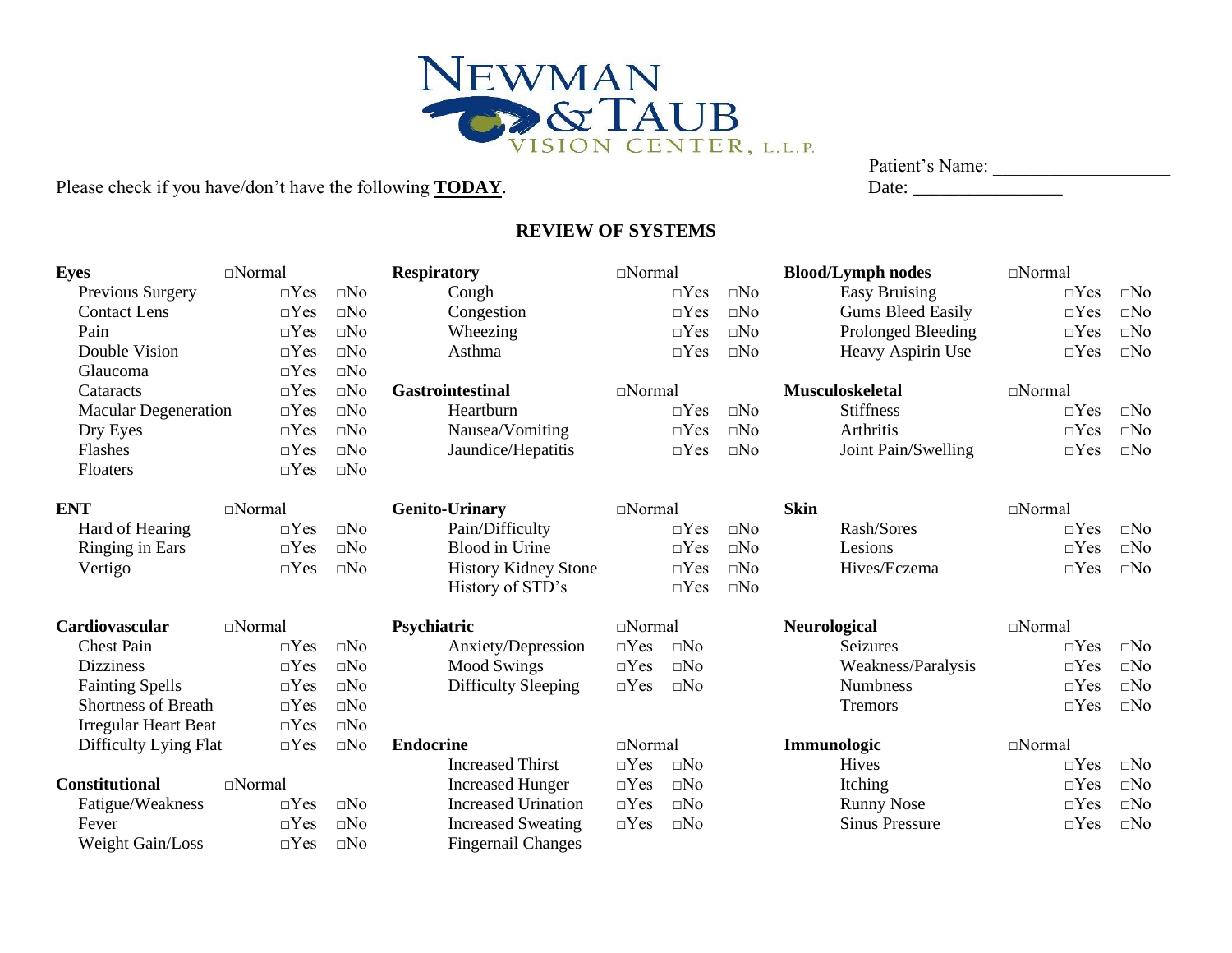NEWMAN & TAUB VISION CENTER, L.L.P.

Patient's Name: ___________________

Date: ________________

Please check if you have/don't have the following **TODAY**.

## REVIEW OF SYSTEMS

**Eyes** □Normal

| | | |
|---|---|---|
| Previous Surgery | □Yes | □No |
| Contact Lens | □Yes | □No |
| Pain | □Yes | □No |
| Double Vision | □Yes | □No |
| Glaucoma | □Yes | □No |
| Cataracts | □Yes | □No |
| Macular Degeneration | □Yes | □No |
| Dry Eyes | □Yes | □No |
| Flashes | □Yes | □No |
| Floaters | □Yes | □No |

**ENT** □Normal

| | | |
|---|---|---|
| Hard of Hearing | □Yes | □No |
| Ringing in Ears | □Yes | □No |
| Vertigo | □Yes | □No |

**Cardiovascular** □Normal

| | | |
|---|---|---|
| Chest Pain | □Yes | □No |
| Dizziness | □Yes | □No |
| Fainting Spells | □Yes | □No |
| Shortness of Breath | □Yes | □No |
| Irregular Heart Beat | □Yes | □No |
| Difficulty Lying Flat | □Yes | □No |

**Constitutional** □Normal

| | | |
|---|---|---|
| Fatigue/Weakness | □Yes | □No |
| Fever | □Yes | □No |
| Weight Gain/Loss | □Yes | □No |

**Respiratory** □Normal

| | | |
|---|---|---|
| Cough | □Yes | □No |
| Congestion | □Yes | □No |
| Wheezing | □Yes | □No |
| Asthma | □Yes | □No |

**Gastrointestinal** □Normal

| | | |
|---|---|---|
| Heartburn | □Yes | □No |
| Nausea/Vomiting | □Yes | □No |
| Jaundice/Hepatitis | □Yes | □No |

**Genito-Urinary** □Normal

| | | |
|---|---|---|
| Pain/Difficulty | □Yes | □No |
| Blood in Urine | □Yes | □No |
| History Kidney Stone | □Yes | □No |
| History of STD's | □Yes | □No |

**Psychiatric** □Normal

| | | |
|---|---|---|
| Anxiety/Depression | □Yes | □No |
| Mood Swings | □Yes | □No |
| Difficulty Sleeping | □Yes | □No |

**Endocrine** □Normal

| | | |
|---|---|---|
| Increased Thirst | □Yes | □No |
| Increased Hunger | □Yes | □No |
| Increased Urination | □Yes | □No |
| Increased Sweating | □Yes | □No |
| Fingernail Changes | | |

**Blood/Lymph nodes** □Normal

| | | |
|---|---|---|
| Easy Bruising | □Yes | □No |
| Gums Bleed Easily | □Yes | □No |
| Prolonged Bleeding | □Yes | □No |
| Heavy Aspirin Use | □Yes | □No |

**Musculoskeletal** □Normal

| | | |
|---|---|---|
| Stiffness | □Yes | □No |
| Arthritis | □Yes | □No |
| Joint Pain/Swelling | □Yes | □No |

**Skin** □Normal

| | | |
|---|---|---|
| Rash/Sores | □Yes | □No |
| Lesions | □Yes | □No |
| Hives/Eczema | □Yes | □No |

**Neurological** □Normal

| | | |
|---|---|---|
| Seizures | □Yes | □No |
| Weakness/Paralysis | □Yes | □No |
| Numbness | □Yes | □No |
| Tremors | □Yes | □No |

**Immunologic** □Normal

| | | |
|---|---|---|
| Hives | □Yes | □No |
| Itching | □Yes | □No |
| Runny Nose | □Yes | □No |
| Sinus Pressure | □Yes | □No |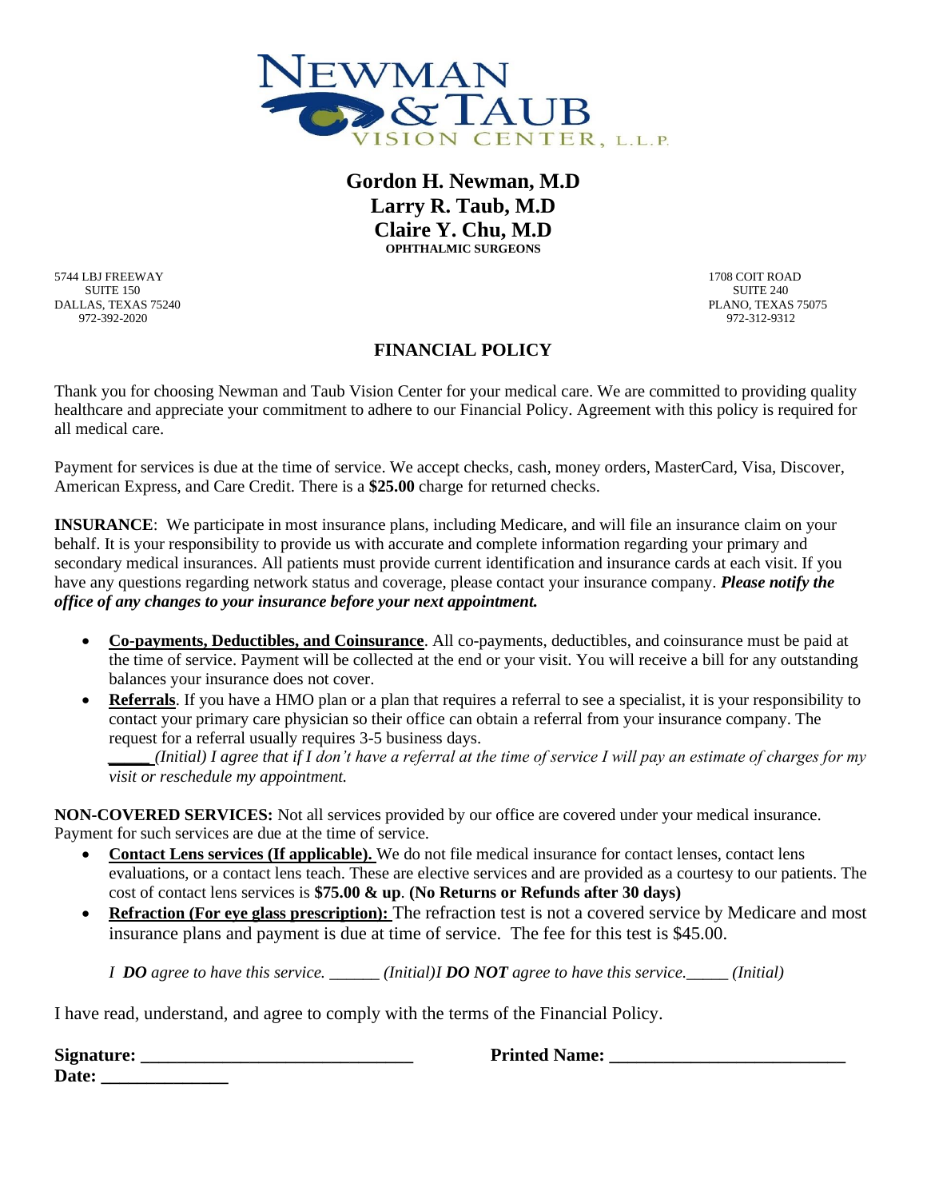**Gordon H. Newman, M.D**
**Larry R. Taub, M.D**
**Claire Y. Chu, M.D**
**OPHTHALMIC SURGEONS**

5744 LBJ FREEWAY
SUITE 150
DALLAS, TEXAS 75240
972-392-2020

1708 COIT ROAD
SUITE 240
PLANO, TEXAS 75075
972-312-9312

## FINANCIAL POLICY

Thank you for choosing Newman and Taub Vision Center for your medical care. We are committed to providing quality healthcare and appreciate your commitment to adhere to our Financial Policy. Agreement with this policy is required for all medical care.

Payment for services is due at the time of service. We accept checks, cash, money orders, MasterCard, Visa, Discover, American Express, and Care Credit. There is a **$25.00** charge for returned checks.

**INSURANCE**: We participate in most insurance plans, including Medicare, and will file an insurance claim on your behalf. It is your responsibility to provide us with accurate and complete information regarding your primary and secondary medical insurances. All patients must provide current identification and insurance cards at each visit. If you have any questions regarding network status and coverage, please contact your insurance company. ***Please notify the office of any changes to your insurance before your next appointment.***

- **Co-payments, Deductibles, and Coinsurance**. All co-payments, deductibles, and coinsurance must be paid at the time of service. Payment will be collected at the end or your visit. You will receive a bill for any outstanding balances your insurance does not cover.
- **Referrals**. If you have a HMO plan or a plan that requires a referral to see a specialist, it is your responsibility to contact your primary care physician so their office can obtain a referral from your insurance company. The request for a referral usually requires 3-5 business days.
  _____ *(Initial) I agree that if I don't have a referral at the time of service I will pay an estimate of charges for my visit or reschedule my appointment.*

**NON-COVERED SERVICES:** Not all services provided by our office are covered under your medical insurance. Payment for such services are due at the time of service.

- **Contact Lens services (If applicable).** We do not file medical insurance for contact lenses, contact lens evaluations, or a contact lens teach. These are elective services and are provided as a courtesy to our patients. The cost of contact lens services is **$75.00 & up**. **(No Returns or Refunds after 30 days)**
- **Refraction (For eye glass prescription):** The refraction test is not a covered service by Medicare and most insurance plans and payment is due at time of service. The fee for this test is $45.00.

  *I **DO** agree to have this service. ______ (Initial)I **DO NOT** agree to have this service._____ (Initial)*

I have read, understand, and agree to comply with the terms of the Financial Policy.

**Signature:** ______________________________ **Printed Name:** __________________________

**Date:** ______________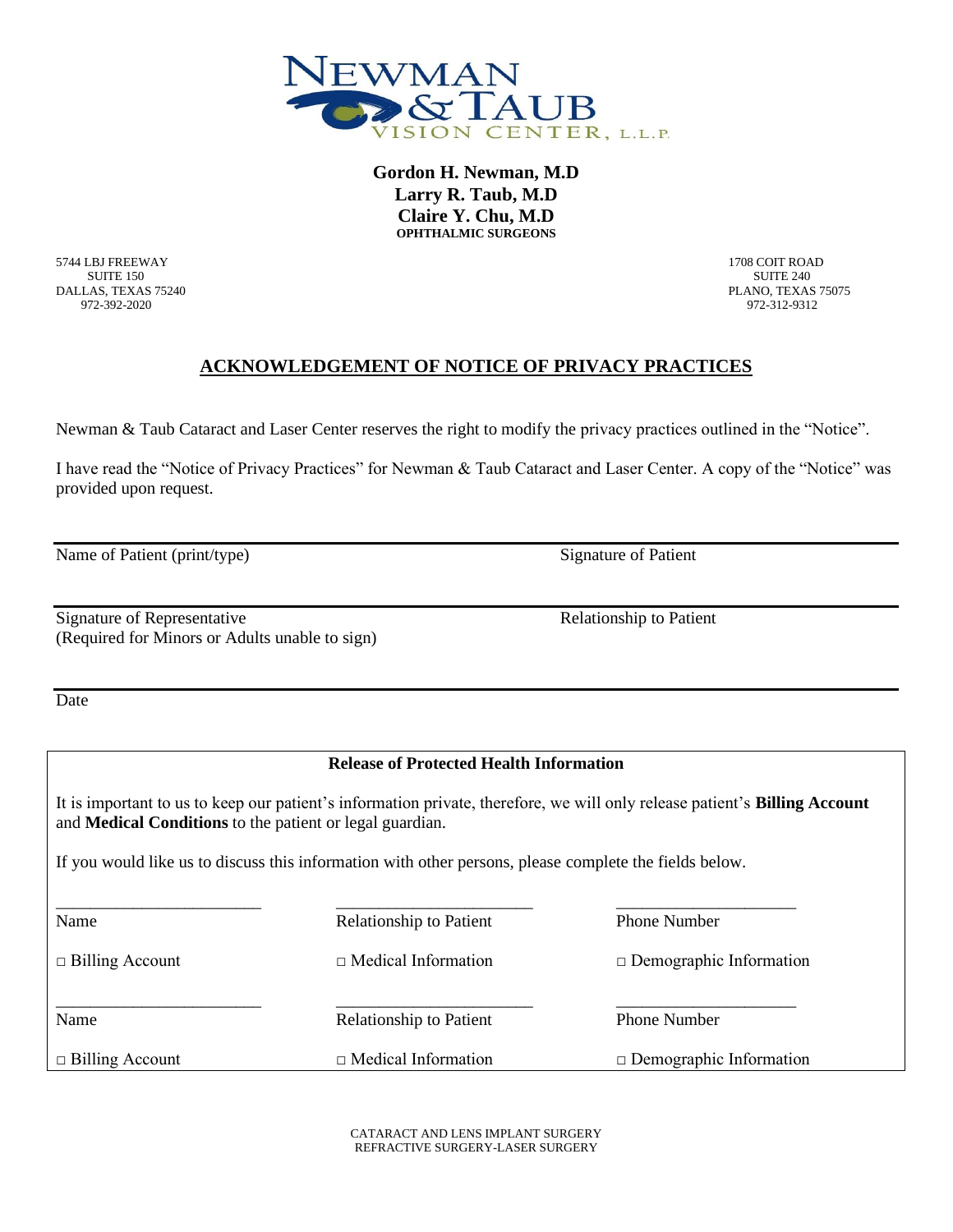NEWMAN & TAUB VISION CENTER, L.L.P.

**Gordon H. Newman, M.D**
**Larry R. Taub, M.D**
**Claire Y. Chu, M.D**
**OPHTHALMIC SURGEONS**

5744 LBJ FREEWAY
SUITE 150
DALLAS, TEXAS 75240
972-392-2020

1708 COIT ROAD
SUITE 240
PLANO, TEXAS 75075
972-312-9312

## ACKNOWLEDGEMENT OF NOTICE OF PRIVACY PRACTICES

Newman & Taub Cataract and Laser Center reserves the right to modify the privacy practices outlined in the "Notice".

I have read the "Notice of Privacy Practices" for Newman & Taub Cataract and Laser Center. A copy of the "Notice" was provided upon request.

Name of Patient (print/type) ____________________ Signature of Patient ____________________

Signature of Representative (Required for Minors or Adults unable to sign) ____________________ Relationship to Patient ____________________

Date ____________________

### Release of Protected Health Information

It is important to us to keep our patient's information private, therefore, we will only release patient's **Billing Account** and **Medical Conditions** to the patient or legal guardian.

If you would like us to discuss this information with other persons, please complete the fields below.

| | | |
|---|---|---|
| ________________________ | ________________________ | ____________________ |
| Name | Relationship to Patient | Phone Number |
| □ Billing Account | □ Medical Information | □ Demographic Information |
| ________________________ | ________________________ | ____________________ |
| Name | Relationship to Patient | Phone Number |
| □ Billing Account | □ Medical Information | □ Demographic Information |

CATARACT AND LENS IMPLANT SURGERY
REFRACTIVE SURGERY-LASER SURGERY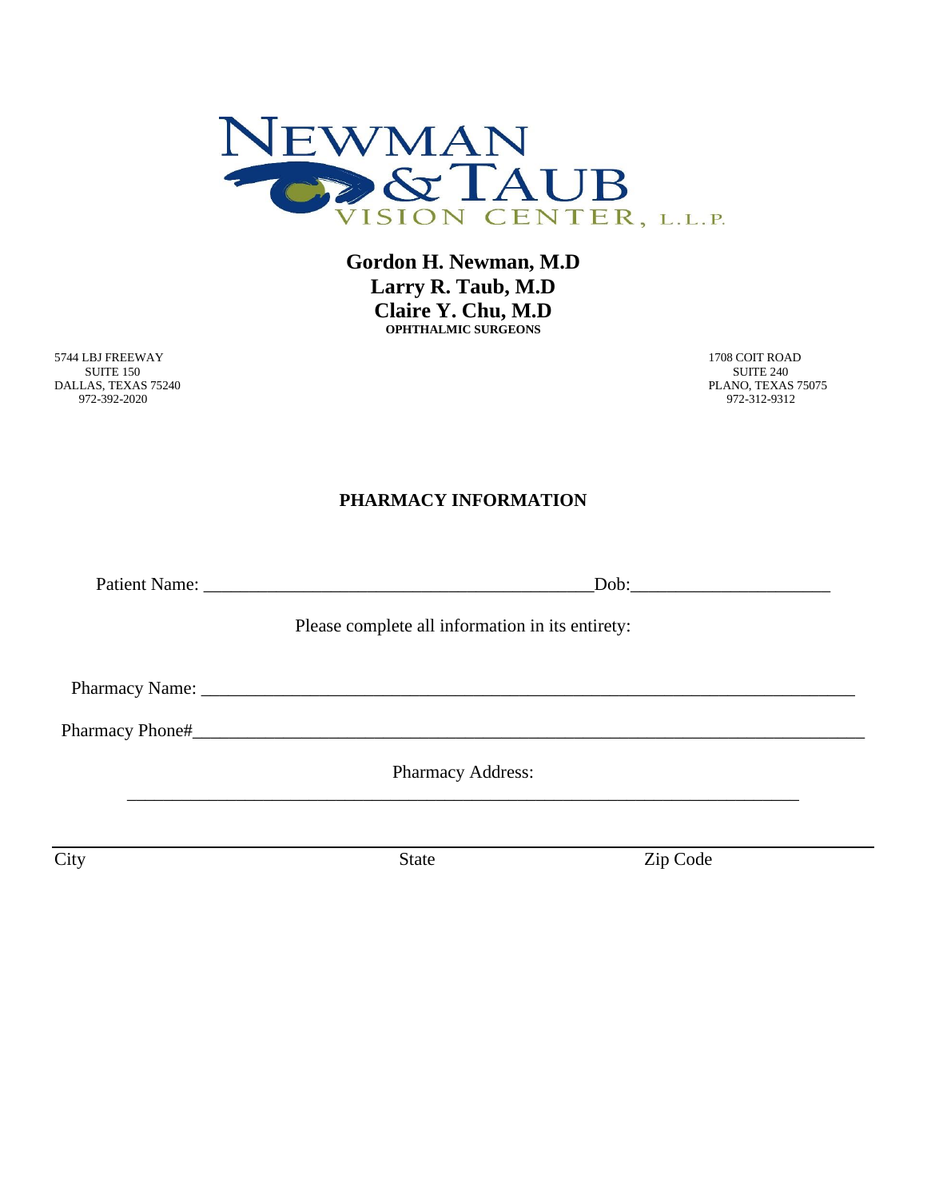NEWMAN & TAUB VISION CENTER, L.L.P.

**Gordon H. Newman, M.D**
**Larry R. Taub, M.D**
**Claire Y. Chu, M.D**
**OPHTHALMIC SURGEONS**

5744 LBJ FREEWAY
SUITE 150
DALLAS, TEXAS 75240
972-392-2020

1708 COIT ROAD
SUITE 240
PLANO, TEXAS 75075
972-312-9312

## PHARMACY INFORMATION

Patient Name: ___________________________________________Dob:_____________________

Please complete all information in its entirety:

Pharmacy Name: ___________________________________________________________________________

Pharmacy Phone#___________________________________________________________________________

Pharmacy Address:

___________________________________________________________________________

___________________________________________________________________________

City State Zip Code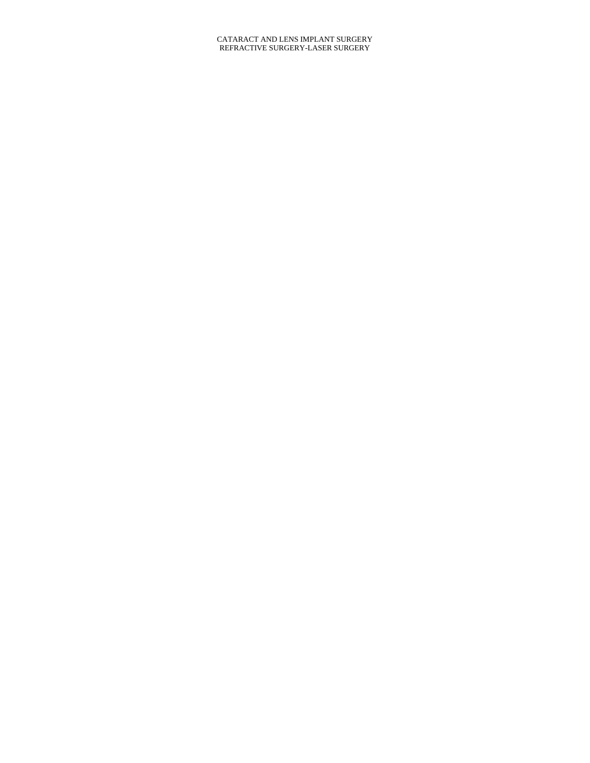CATARACT AND LENS IMPLANT SURGERY
REFRACTIVE SURGERY-LASER SURGERY